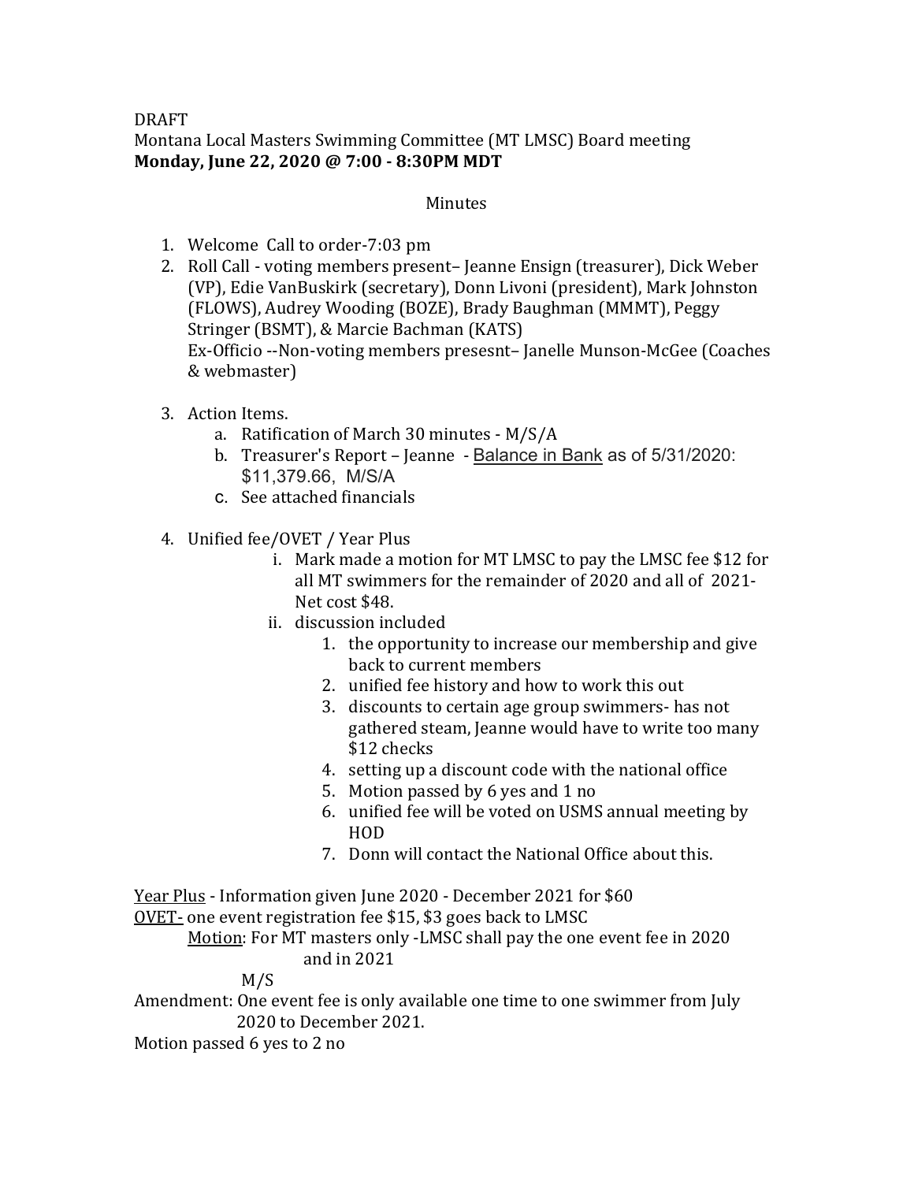DRAFT

Montana Local Masters Swimming Committee (MT LMSC) Board meeting

**Monday, June 22, 2020 @ 7:00 - 8:30PM MDT**

Minutes

1. Welcome Call to order-7:03 pm
2. Roll Call - voting members present– Jeanne Ensign (treasurer), Dick Weber (VP), Edie VanBuskirk (secretary), Donn Livoni (president), Mark Johnston (FLOWS), Audrey Wooding (BOZE), Brady Baughman (MMMT), Peggy Stringer (BSMT), & Marcie Bachman (KATS)
   Ex-Officio --Non-voting members presesnt– Janelle Munson-McGee (Coaches & webmaster)
3. Action Items.
   a. Ratification of March 30 minutes - M/S/A
   b. Treasurer's Report – Jeanne - Balance in Bank as of 5/31/2020: $11,379.66, M/S/A
   c. See attached financials
4. Unified fee/OVET / Year Plus
   i. Mark made a motion for MT LMSC to pay the LMSC fee $12 for all MT swimmers for the remainder of 2020 and all of 2021- Net cost $48.
   ii. discussion included
      1. the opportunity to increase our membership and give back to current members
      2. unified fee history and how to work this out
      3. discounts to certain age group swimmers- has not gathered steam, Jeanne would have to write too many $12 checks
      4. setting up a discount code with the national office
      5. Motion passed by 6 yes and 1 no
      6. unified fee will be voted on USMS annual meeting by HOD
      7. Donn will contact the National Office about this.

Year Plus - Information given June 2020 - December 2021 for $60

OVET- one event registration fee $15, $3 goes back to LMSC

Motion: For MT masters only -LMSC shall pay the one event fee in 2020 and in 2021

M/S

Amendment: One event fee is only available one time to one swimmer from July 2020 to December 2021.

Motion passed 6 yes to 2 no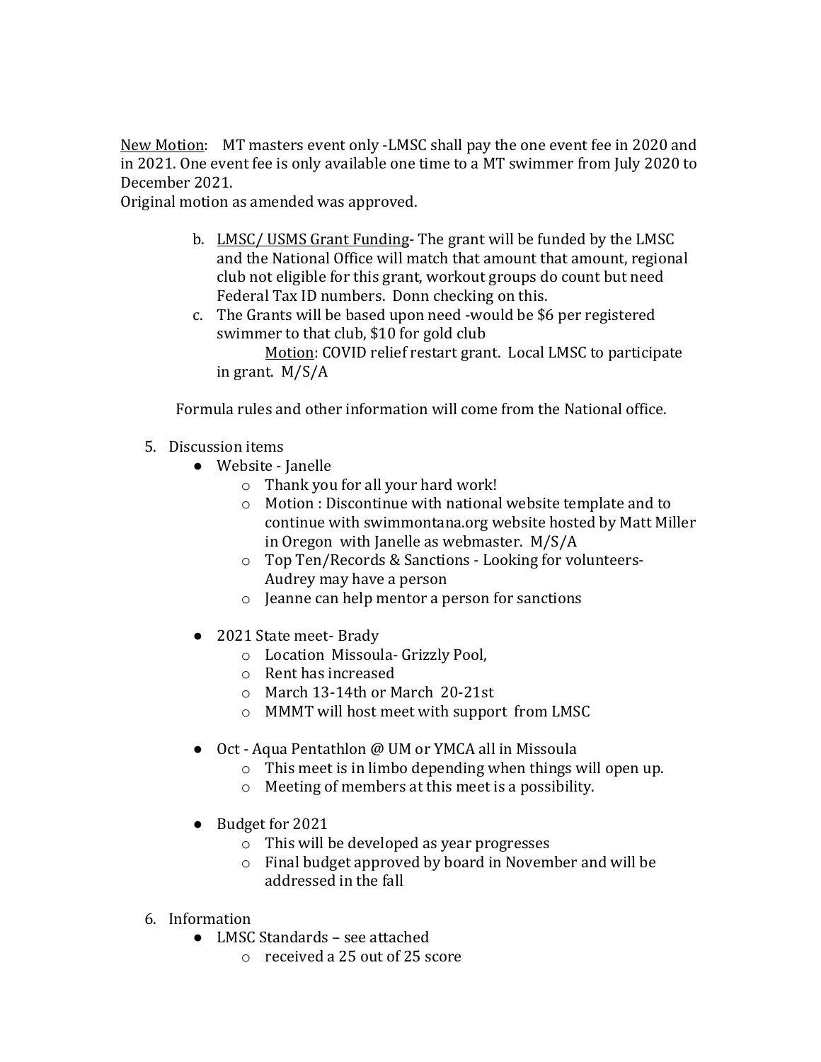<u>New Motion</u>: MT masters event only -LMSC shall pay the one event fee in 2020 and in 2021. One event fee is only available one time to a MT swimmer from July 2020 to December 2021.
Original motion as amended was approved.

b. <u>LMSC/ USMS Grant Funding</u>- The grant will be funded by the LMSC and the National Office will match that amount that amount, regional club not eligible for this grant, workout groups do count but need Federal Tax ID numbers. Donn checking on this.
c. The Grants will be based upon need -would be $6 per registered swimmer to that club, $10 for gold club
   <u>Motion</u>: COVID relief restart grant. Local LMSC to participate in grant. M/S/A

Formula rules and other information will come from the National office.

5. Discussion items
   - Website - Janelle
     - Thank you for all your hard work!
     - Motion : Discontinue with national website template and to continue with swimmontana.org website hosted by Matt Miller in Oregon with Janelle as webmaster. M/S/A
     - Top Ten/Records & Sanctions - Looking for volunteers- Audrey may have a person
     - Jeanne can help mentor a person for sanctions
   - 2021 State meet- Brady
     - Location Missoula- Grizzly Pool,
     - Rent has increased
     - March 13-14th or March 20-21st
     - MMMT will host meet with support from LMSC
   - Oct - Aqua Pentathlon @ UM or YMCA all in Missoula
     - This meet is in limbo depending when things will open up.
     - Meeting of members at this meet is a possibility.
   - Budget for 2021
     - This will be developed as year progresses
     - Final budget approved by board in November and will be addressed in the fall
6. Information
   - LMSC Standards – see attached
     - received a 25 out of 25 score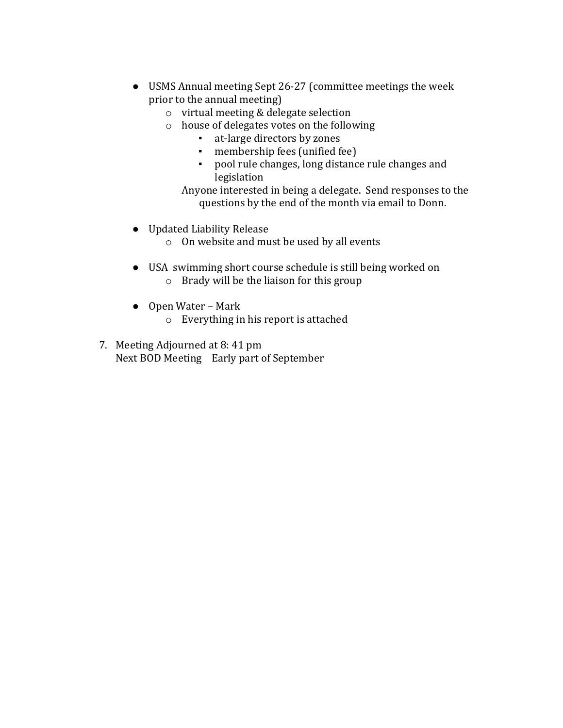- USMS Annual meeting Sept 26-27 (committee meetings the week prior to the annual meeting)
  - virtual meeting & delegate selection
  - house of delegates votes on the following
    - at-large directors by zones
    - membership fees (unified fee)
    - pool rule changes, long distance rule changes and legislation

  Anyone interested in being a delegate. Send responses to the questions by the end of the month via email to Donn.

- Updated Liability Release
  - On website and must be used by all events

- USA swimming short course schedule is still being worked on
  - Brady will be the liaison for this group

- Open Water – Mark
  - Everything in his report is attached

7. Meeting Adjourned at 8: 41 pm
   Next BOD Meeting Early part of September